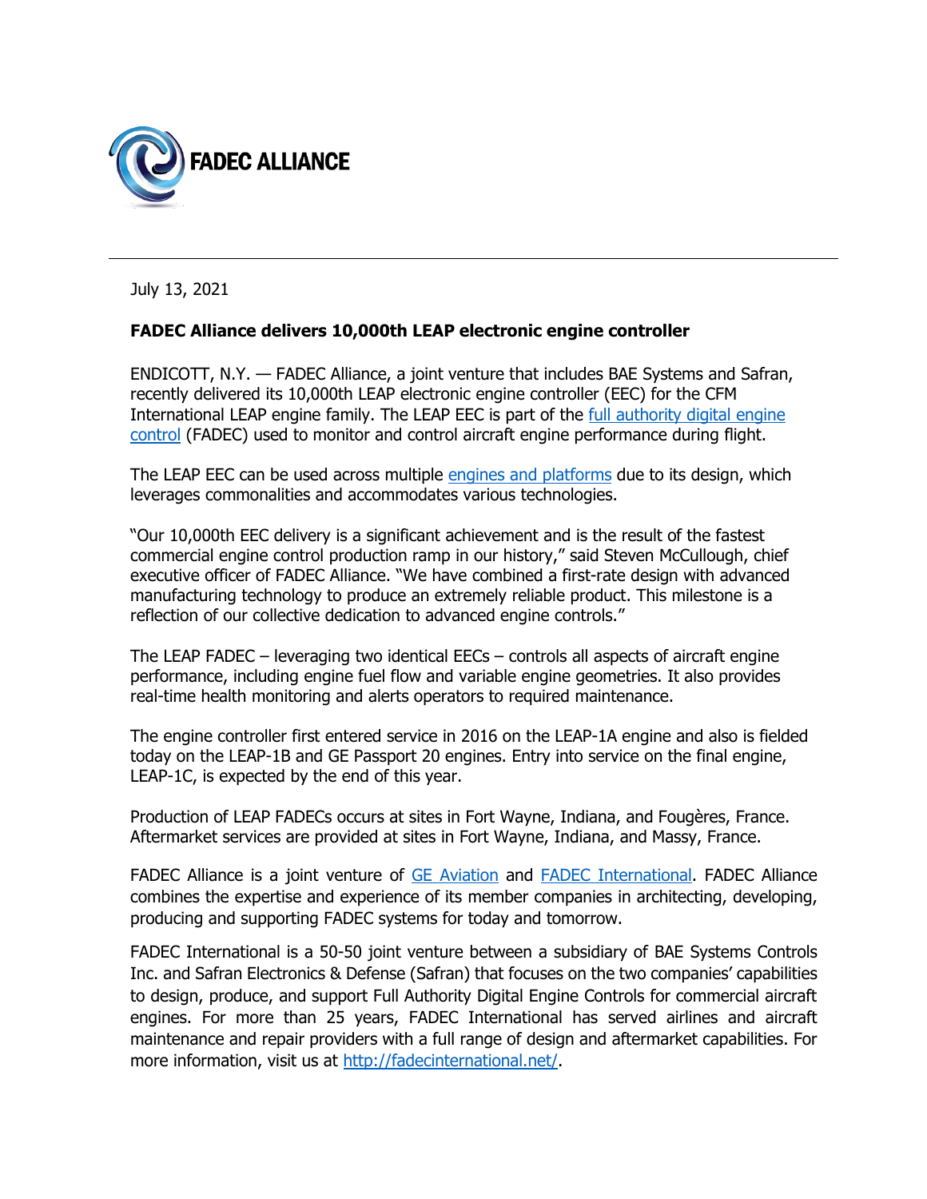FADEC ALLIANCE

July 13, 2021

**FADEC Alliance delivers 10,000th LEAP electronic engine controller**

ENDICOTT, N.Y. — FADEC Alliance, a joint venture that includes BAE Systems and Safran, recently delivered its 10,000th LEAP electronic engine controller (EEC) for the CFM International LEAP engine family. The LEAP EEC is part of the [full authority digital engine control](full authority digital engine control) (FADEC) used to monitor and control aircraft engine performance during flight.

The LEAP EEC can be used across multiple [engines and platforms](engines and platforms) due to its design, which leverages commonalities and accommodates various technologies.

"Our 10,000th EEC delivery is a significant achievement and is the result of the fastest commercial engine control production ramp in our history," said Steven McCullough, chief executive officer of FADEC Alliance. "We have combined a first-rate design with advanced manufacturing technology to produce an extremely reliable product. This milestone is a reflection of our collective dedication to advanced engine controls."

The LEAP FADEC – leveraging two identical EECs – controls all aspects of aircraft engine performance, including engine fuel flow and variable engine geometries. It also provides real-time health monitoring and alerts operators to required maintenance.

The engine controller first entered service in 2016 on the LEAP-1A engine and also is fielded today on the LEAP-1B and GE Passport 20 engines. Entry into service on the final engine, LEAP-1C, is expected by the end of this year.

Production of LEAP FADECs occurs at sites in Fort Wayne, Indiana, and Fougères, France. Aftermarket services are provided at sites in Fort Wayne, Indiana, and Massy, France.

FADEC Alliance is a joint venture of GE Aviation and FADEC International. FADEC Alliance combines the expertise and experience of its member companies in architecting, developing, producing and supporting FADEC systems for today and tomorrow.

FADEC International is a 50-50 joint venture between a subsidiary of BAE Systems Controls Inc. and Safran Electronics & Defense (Safran) that focuses on the two companies' capabilities to design, produce, and support Full Authority Digital Engine Controls for commercial aircraft engines. For more than 25 years, FADEC International has served airlines and aircraft maintenance and repair providers with a full range of design and aftermarket capabilities. For more information, visit us at http://fadecinternational.net/.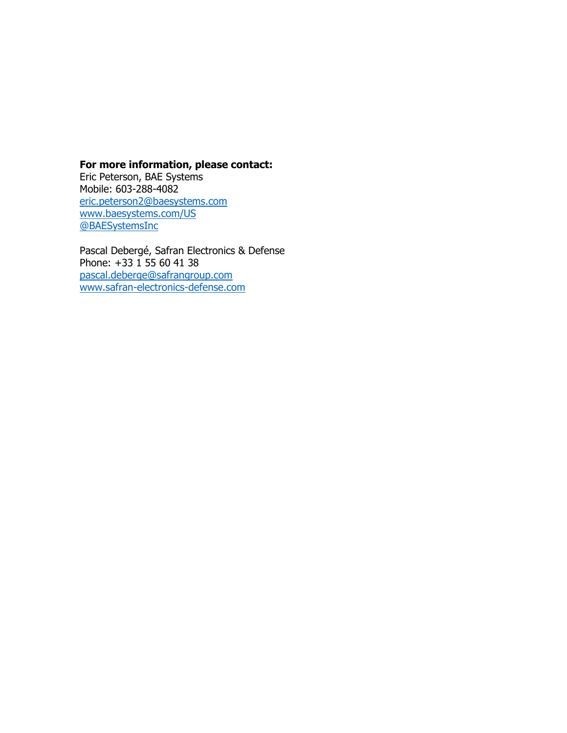**For more information, please contact:**
Eric Peterson, BAE Systems
Mobile: 603-288-4082
eric.peterson2@baesystems.com
www.baesystems.com/US
@BAESystemsInc

Pascal Debergé, Safran Electronics & Defense
Phone: +33 1 55 60 41 38
pascal.deberge@safrangroup.com
www.safran-electronics-defense.com